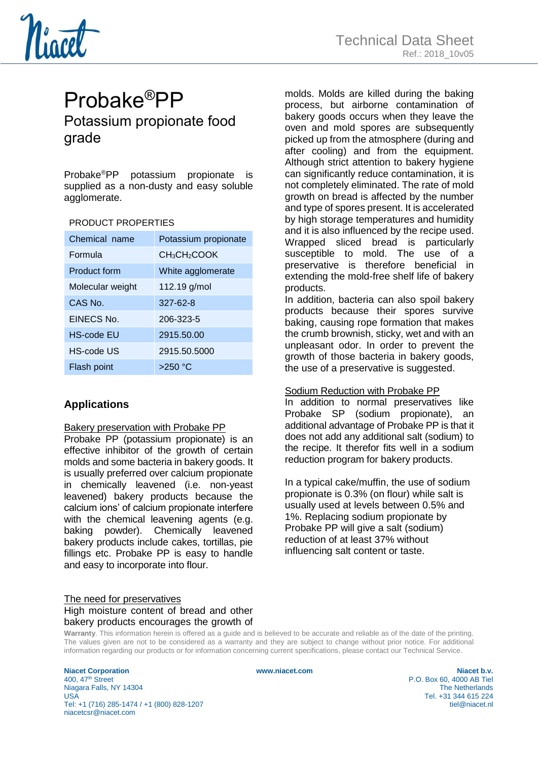# Probake®PP

## Potassium propionate food grade

Probake®PP potassium propionate is supplied as a non-dusty and easy soluble agglomerate.

PRODUCT PROPERTIES

| Chemical name | Potassium propionate |
|---|---|
| Formula | $CH_3CH_2COOK$ |
| Product form | White agglomerate |
| Molecular weight | 112.19 g/mol |
| CAS No. | 327-62-8 |
| EINECS No. | 206-323-5 |
| HS-code EU | 2915.50.00 |
| HS-code US | 2915.50.5000 |
| Flash point | >250 °C |

## Applications

Bakery preservation with Probake PP

Probake PP (potassium propionate) is an effective inhibitor of the growth of certain molds and some bacteria in bakery goods. It is usually preferred over calcium propionate in chemically leavened (i.e. non-yeast leavened) bakery products because the calcium ions' of calcium propionate interfere with the chemical leavening agents (e.g. baking powder). Chemically leavened bakery products include cakes, tortillas, pie fillings etc. Probake PP is easy to handle and easy to incorporate into flour.

The need for preservatives

High moisture content of bread and other bakery products encourages the growth of molds. Molds are killed during the baking process, but airborne contamination of bakery goods occurs when they leave the oven and mold spores are subsequently picked up from the atmosphere (during and after cooling) and from the equipment. Although strict attention to bakery hygiene can significantly reduce contamination, it is not completely eliminated. The rate of mold growth on bread is affected by the number and type of spores present. It is accelerated by high storage temperatures and humidity and it is also influenced by the recipe used. Wrapped sliced bread is particularly susceptible to mold. The use of a preservative is therefore beneficial in extending the mold-free shelf life of bakery products.
In addition, bacteria can also spoil bakery products because their spores survive baking, causing rope formation that makes the crumb brownish, sticky, wet and with an unpleasant odor. In order to prevent the growth of those bacteria in bakery goods, the use of a preservative is suggested.

Sodium Reduction with Probake PP

In addition to normal preservatives like Probake SP (sodium propionate), an additional advantage of Probake PP is that it does not add any additional salt (sodium) to the recipe. It therefor fits well in a sodium reduction program for bakery products.

In a typical cake/muffin, the use of sodium propionate is 0.3% (on flour) while salt is usually used at levels between 0.5% and 1%. Replacing sodium propionate by Probake PP will give a salt (sodium) reduction of at least 37% without influencing salt content or taste.

**Warranty**. This information herein is offered as a guide and is believed to be accurate and reliable as of the date of the printing. The values given are not to be considered as a warranty and they are subject to change without prior notice. For additional information regarding our products or for information concerning current specifications, please contact our Technical Service.

**Niacet Corporation**
400, 47th Street
Niagara Falls, NY 14304
USA
Tel: +1 (716) 285-1474 / +1 (800) 828-1207
niacetcsr@niacet.com

**www.niacet.com**

**Niacet b.v.**
P.O. Box 60, 4000 AB Tiel
The Netherlands
Tel. +31 344 615 224
tiel@niacet.nl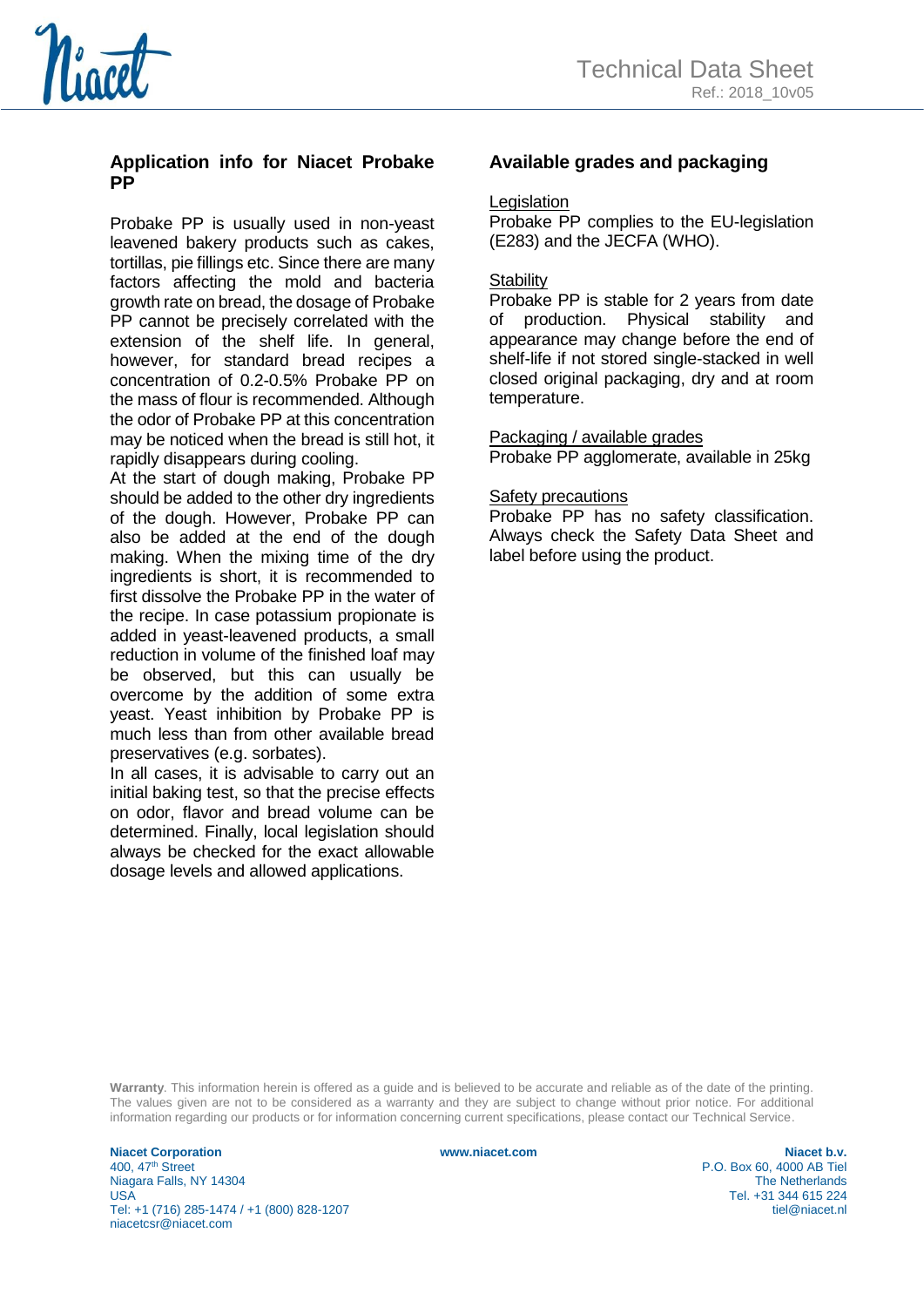## Application info for Niacet Probake PP

Probake PP is usually used in non-yeast leavened bakery products such as cakes, tortillas, pie fillings etc. Since there are many factors affecting the mold and bacteria growth rate on bread, the dosage of Probake PP cannot be precisely correlated with the extension of the shelf life. In general, however, for standard bread recipes a concentration of 0.2-0.5% Probake PP on the mass of flour is recommended. Although the odor of Probake PP at this concentration may be noticed when the bread is still hot, it rapidly disappears during cooling.

At the start of dough making, Probake PP should be added to the other dry ingredients of the dough. However, Probake PP can also be added at the end of the dough making. When the mixing time of the dry ingredients is short, it is recommended to first dissolve the Probake PP in the water of the recipe. In case potassium propionate is added in yeast-leavened products, a small reduction in volume of the finished loaf may be observed, but this can usually be overcome by the addition of some extra yeast. Yeast inhibition by Probake PP is much less than from other available bread preservatives (e.g. sorbates).

In all cases, it is advisable to carry out an initial baking test, so that the precise effects on odor, flavor and bread volume can be determined. Finally, local legislation should always be checked for the exact allowable dosage levels and allowed applications.

## Available grades and packaging

Legislation

Probake PP complies to the EU-legislation (E283) and the JECFA (WHO).

Stability

Probake PP is stable for 2 years from date of production. Physical stability and appearance may change before the end of shelf-life if not stored single-stacked in well closed original packaging, dry and at room temperature.

Packaging / available grades

Probake PP agglomerate, available in 25kg

Safety precautions

Probake PP has no safety classification. Always check the Safety Data Sheet and label before using the product.

**Warranty**. This information herein is offered as a guide and is believed to be accurate and reliable as of the date of the printing. The values given are not to be considered as a warranty and they are subject to change without prior notice. For additional information regarding our products or for information concerning current specifications, please contact our Technical Service.